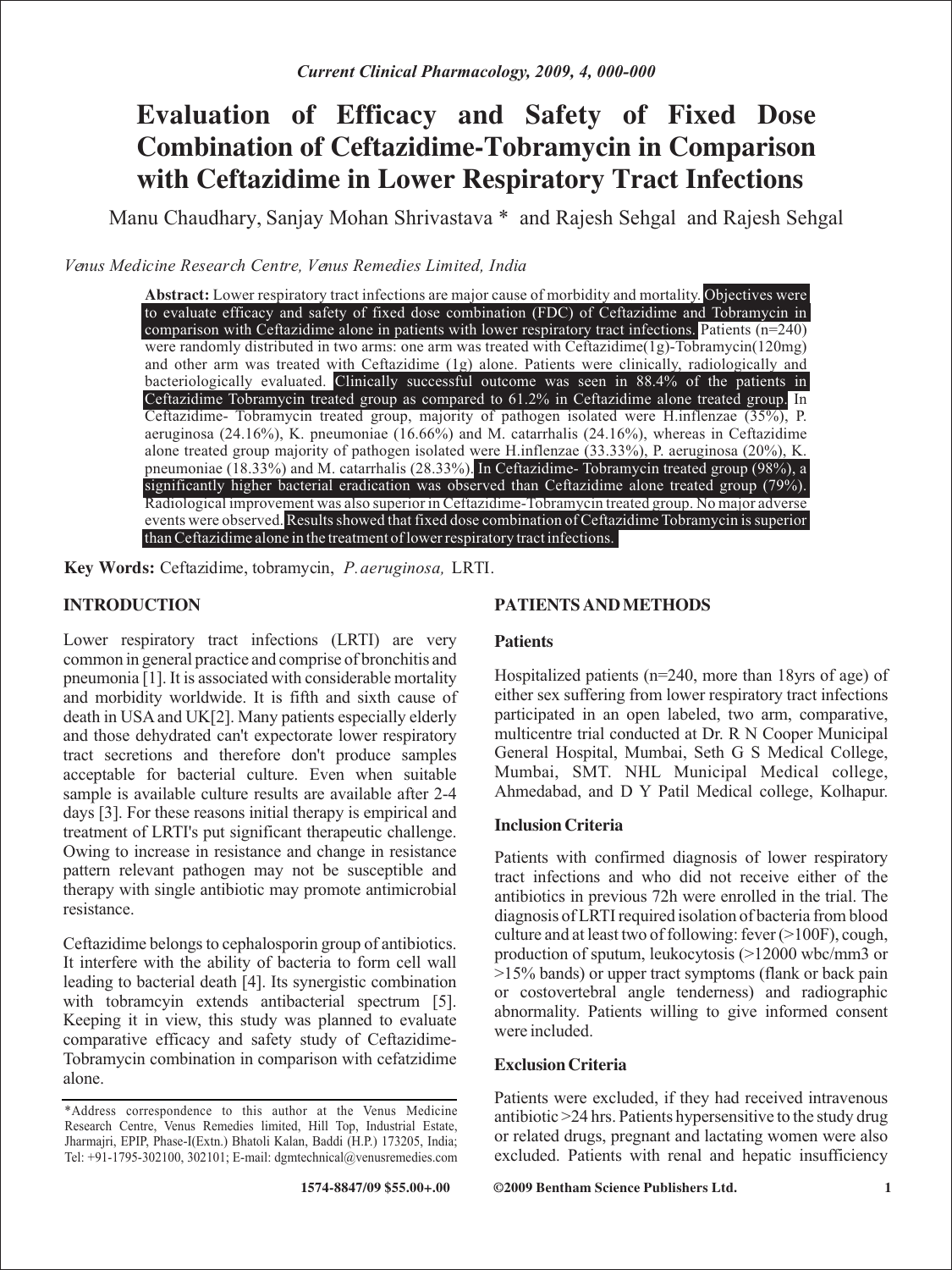# Evaluation of Efficacy and Safety of Fixed Dose Combination of Ceftazidime-Tobramycin in Comparison with Ceftazidime in Lower Respiratory Tract Infections

Manu Chaudhary, Sanjay Mohan Shrivastava * and Rajesh Sehgal and Rajesh Sehgal

*Venus Medicine Research Centre, Venus Remedies Limited, India*

**Abstract:** Lower respiratory tract infections are major cause of morbidity and mortality. Objectives were to evaluate efficacy and safety of fixed dose combination (FDC) of Ceftazidime and Tobramycin in comparison with Ceftazidime alone in patients with lower respiratory tract infections. Patients (n=240) were randomly distributed in two arms: one arm was treated with Ceftazidime(1g)-Tobramycin(120mg) and other arm was treated with Ceftazidime (1g) alone. Patients were clinically, radiologically and bacteriologically evaluated. Clinically successful outcome was seen in 88.4% of the patients in Ceftazidime Tobramycin treated group as compared to 61.2% in Ceftazidime alone treated group. In Ceftazidime- Tobramycin treated group, majority of pathogen isolated were H.inflenzae (35%), P. aeruginosa (24.16%), K. pneumoniae (16.66%) and M. catarrhalis (24.16%), whereas in Ceftazidime alone treated group majority of pathogen isolated were H.inflenzae (33.33%), P. aeruginosa (20%), K. pneumoniae (18.33%) and M. catarrhalis (28.33%). In Ceftazidime- Tobramycin treated group (98%), a significantly higher bacterial eradication was observed than Ceftazidime alone treated group (79%). Radiological improvement was also superior in Ceftazidime-Tobramycin treated group. No major adverse events were observed. Results showed that fixed dose combination of Ceftazidime Tobramycin is superior than Ceftazidime alone in the treatment of lower respiratory tract infections.

**Key Words:** Ceftazidime, tobramycin, *P. aeruginosa,* LRTI.

## INTRODUCTION

Lower respiratory tract infections (LRTI) are very common in general practice and comprise of bronchitis and pneumonia [1]. It is associated with considerable mortality and morbidity worldwide. It is fifth and sixth cause of death in USA and UK[2]. Many patients especially elderly and those dehydrated can't expectorate lower respiratory tract secretions and therefore don't produce samples acceptable for bacterial culture. Even when suitable sample is available culture results are available after 2-4 days [3]. For these reasons initial therapy is empirical and treatment of LRTI's put significant therapeutic challenge. Owing to increase in resistance and change in resistance pattern relevant pathogen may not be susceptible and therapy with single antibiotic may promote antimicrobial resistance.

Ceftazidime belongs to cephalosporin group of antibiotics. It interfere with the ability of bacteria to form cell wall leading to bacterial death [4]. Its synergistic combination with tobramcyin extends antibacterial spectrum [5]. Keeping it in view, this study was planned to evaluate comparative efficacy and safety study of Ceftazidime-Tobramycin combination in comparison with cefatzidime alone.

*Address correspondence to this author at the Venus Medicine Research Centre, Venus Remedies limited, Hill Top, Industrial Estate, Jharmajri, EPIP, Phase-I(Extn.) Bhatoli Kalan, Baddi (H.P.) 173205, India; Tel: +91-1795-302100, 302101; E-mail: dgmtechnical@venusremedies.com

## PATIENTS AND METHODS

### Patients

Hospitalized patients (n=240, more than 18yrs of age) of either sex suffering from lower respiratory tract infections participated in an open labeled, two arm, comparative, multicentre trial conducted at Dr. R N Cooper Municipal General Hospital, Mumbai, Seth G S Medical College, Mumbai, SMT. NHL Municipal Medical college, Ahmedabad, and D Y Patil Medical college, Kolhapur.

### Inclusion Criteria

Patients with confirmed diagnosis of lower respiratory tract infections and who did not receive either of the antibiotics in previous 72h were enrolled in the trial. The diagnosis of LRTI required isolation of bacteria from blood culture and at least two of following: fever (>100F), cough, production of sputum, leukocytosis (>12000 wbc/mm3 or >15% bands) or upper tract symptoms (flank or back pain or costovertebral angle tenderness) and radiographic abnormality. Patients willing to give informed consent were included.

### Exclusion Criteria

Patients were excluded, if they had received intravenous antibiotic >24 hrs. Patients hypersensitive to the study drug or related drugs, pregnant and lactating women were also excluded. Patients with renal and hepatic insufficiency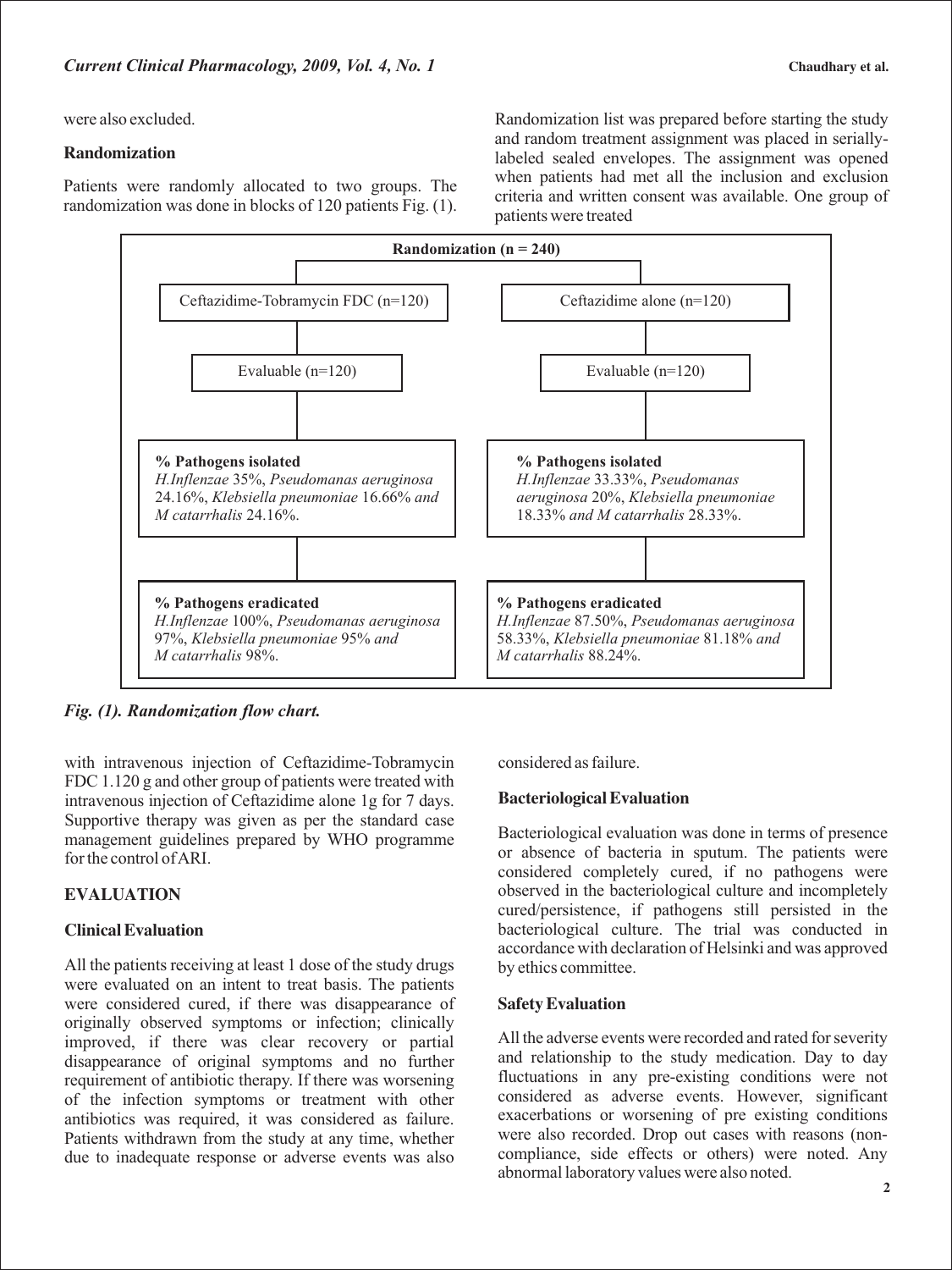were also excluded.

### Randomization

Patients were randomly allocated to two groups. The randomization was done in blocks of 120 patients Fig. (1). Randomization list was prepared before starting the study and random treatment assignment was placed in serially-labeled sealed envelopes. The assignment was opened when patients had met all the inclusion and exclusion criteria and written consent was available. One group of patients were treated

**Randomization (n = 240)**

| Ceftazidime-Tobramycin FDC (n=120) | Ceftazidime alone (n=120) |
|---|---|
| Evaluable (n=120) | Evaluable (n=120) |
| **% Pathogens isolated** *H.Inflenzae* 35%, *Pseudomanas aeruginosa* 24.16%, *Klebsiella pneumoniae* 16.66% *and M catarrhalis* 24.16%. | **% Pathogens isolated** *H.Inflenzae* 33.33%, *Pseudomonas aeruginosa* 20%, *Klebsiella pneumoniae* 18.33% *and M catarrhalis* 28.33%. |
| **% Pathogens eradicated** *H.Inflenzae* 100%, *Pseudomanas aeruginosa* 97%, *Klebsiella pneumoniae* 95% *and M catarrhalis* 98%. | **% Pathogens eradicated** *H.Inflenzae* 87.50%, *Pseudomonas aeruginosa* 58.33%, *Klebsiella pneumoniae* 81.18% *and M catarrhalis* 88.24%. |

***Fig. (1). Randomization flow chart.***

with intravenous injection of Ceftazidime-Tobramycin FDC 1.120 g and other group of patients were treated with intravenous injection of Ceftazidime alone 1g for 7 days. Supportive therapy was given as per the standard case management guidelines prepared by WHO programme for the control of ARI.

## EVALUATION

### Clinical Evaluation

All the patients receiving at least 1 dose of the study drugs were evaluated on an intent to treat basis. The patients were considered cured, if there was disappearance of originally observed symptoms or infection; clinically improved, if there was clear recovery or partial disappearance of original symptoms and no further requirement of antibiotic therapy. If there was worsening of the infection symptoms or treatment with other antibiotics was required, it was considered as failure. Patients withdrawn from the study at any time, whether due to inadequate response or adverse events was also considered as failure.

### Bacteriological Evaluation

Bacteriological evaluation was done in terms of presence or absence of bacteria in sputum. The patients were considered completely cured, if no pathogens were observed in the bacteriological culture and incompletely cured/persistence, if pathogens still persisted in the bacteriological culture. The trial was conducted in accordance with declaration of Helsinki and was approved by ethics committee.

### Safety Evaluation

All the adverse events were recorded and rated for severity and relationship to the study medication. Day to day fluctuations in any pre-existing conditions were not considered as adverse events. However, significant exacerbations or worsening of pre existing conditions were also recorded. Drop out cases with reasons (non-compliance, side effects or others) were noted. Any abnormal laboratory values were also noted.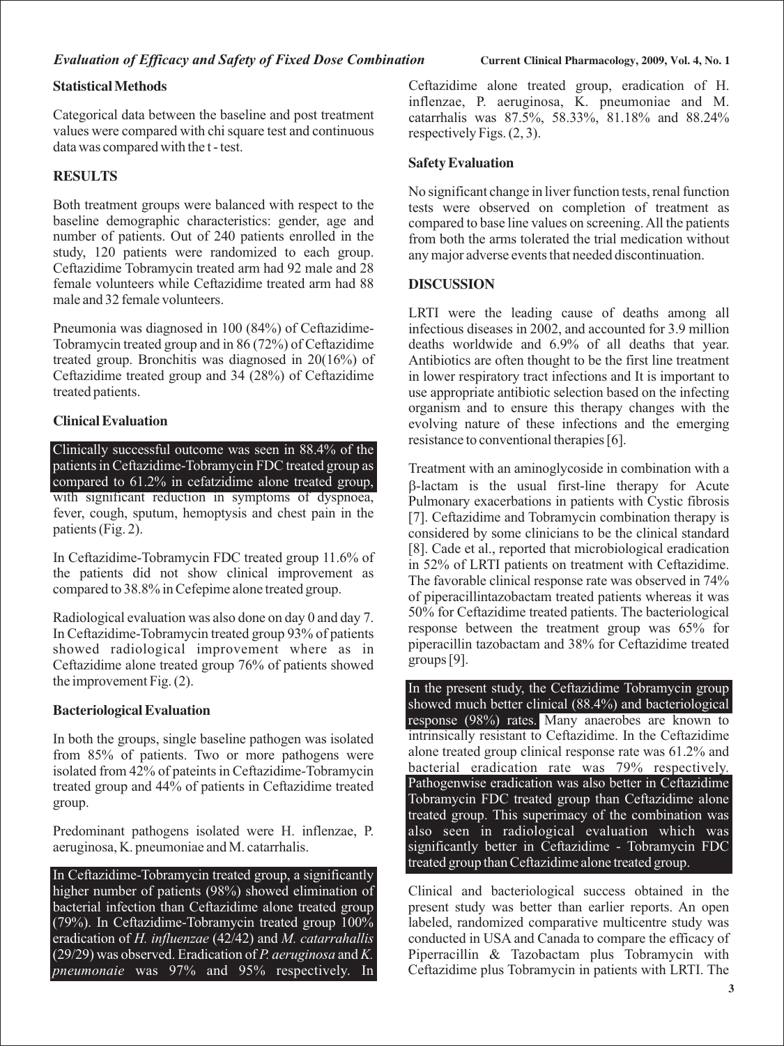### Statistical Methods

Categorical data between the baseline and post treatment values were compared with chi square test and continuous data was compared with the t - test.

## RESULTS

Both treatment groups were balanced with respect to the baseline demographic characteristics: gender, age and number of patients. Out of 240 patients enrolled in the study, 120 patients were randomized to each group. Ceftazidime Tobramycin treated arm had 92 male and 28 female volunteers while Ceftazidime treated arm had 88 male and 32 female volunteers.

Pneumonia was diagnosed in 100 (84%) of Ceftazidime-Tobramycin treated group and in 86 (72%) of Ceftazidime treated group. Bronchitis was diagnosed in 20(16%) of Ceftazidime treated group and 34 (28%) of Ceftazidime treated patients.

### Clinical Evaluation

Clinically successful outcome was seen in 88.4% of the patients in Ceftazidime-Tobramycin FDC treated group as compared to 61.2% in cefatzidime alone treated group, with significant reduction in symptoms of dyspnoea, fever, cough, sputum, hemoptysis and chest pain in the patients (Fig. 2).

In Ceftazidime-Tobramycin FDC treated group 11.6% of the patients did not show clinical improvement as compared to 38.8% in Cefepime alone treated group.

Radiological evaluation was also done on day 0 and day 7. In Ceftazidime-Tobramycin treated group 93% of patients showed radiological improvement where as in Ceftazidime alone treated group 76% of patients showed the improvement Fig. (2).

### Bacteriological Evaluation

In both the groups, single baseline pathogen was isolated from 85% of patients. Two or more pathogens were isolated from 42% of pateints in Ceftazidime-Tobramycin treated group and 44% of patients in Ceftazidime treated group.

Predominant pathogens isolated were H. inflenzae, P. aeruginosa, K. pneumoniae and M. catarrhalis.

In Ceftazidime-Tobramycin treated group, a significantly higher number of patients (98%) showed elimination of bacterial infection than Ceftazidime alone treated group (79%). In Ceftazidime-Tobramycin treated group 100% eradication of *H. influenzae* (42/42) and *M. catarrahallis* (29/29) was observed. Eradication of *P. aeruginosa* and *K. pneumonaie* was 97% and 95% respectively. In Ceftazidime alone treated group, eradication of H. inflenzae, P. aeruginosa, K. pneumoniae and M. catarrhalis was 87.5%, 58.33%, 81.18% and 88.24% respectively Figs. (2, 3).

### Safety Evaluation

No significant change in liver function tests, renal function tests were observed on completion of treatment as compared to base line values on screening. All the patients from both the arms tolerated the trial medication without any major adverse events that needed discontinuation.

## DISCUSSION

LRTI were the leading cause of deaths among all infectious diseases in 2002, and accounted for 3.9 million deaths worldwide and 6.9% of all deaths that year. Antibiotics are often thought to be the first line treatment in lower respiratory tract infections and It is important to use appropriate antibiotic selection based on the infecting organism and to ensure this therapy changes with the evolving nature of these infections and the emerging resistance to conventional therapies [6].

Treatment with an aminoglycoside in combination with a β-lactam is the usual first-line therapy for Acute Pulmonary exacerbations in patients with Cystic fibrosis [7]. Ceftazidime and Tobramycin combination therapy is considered by some clinicians to be the clinical standard [8]. Cade et al., reported that microbiological eradication in 52% of LRTI patients on treatment with Ceftazidime. The favorable clinical response rate was observed in 74% of piperacillintazobactam treated patients whereas it was 50% for Ceftazidime treated patients. The bacteriological response between the treatment group was 65% for piperacillin tazobactam and 38% for Ceftazidime treated groups [9].

In the present study, the Ceftazidime Tobramycin group showed much better clinical (88.4%) and bacteriological response (98%) rates. Many anaerobes are known to intrinsically resistant to Ceftazidime. In the Ceftazidime alone treated group clinical response rate was 61.2% and bacterial eradication rate was 79% respectively. Pathogenwise eradication was also better in Ceftazidime Tobramycin FDC treated group than Ceftazidime alone treated group. This superimacy of the combination was also seen in radiological evaluation which was significantly better in Ceftazidime - Tobramycin FDC treated group than Ceftazidime alone treated group.

Clinical and bacteriological success obtained in the present study was better than earlier reports. An open labeled, randomized comparative multicentre study was conducted in USA and Canada to compare the efficacy of Piperracillin & Tazobactam plus Tobramycin with Ceftazidime plus Tobramycin in patients with LRTI. The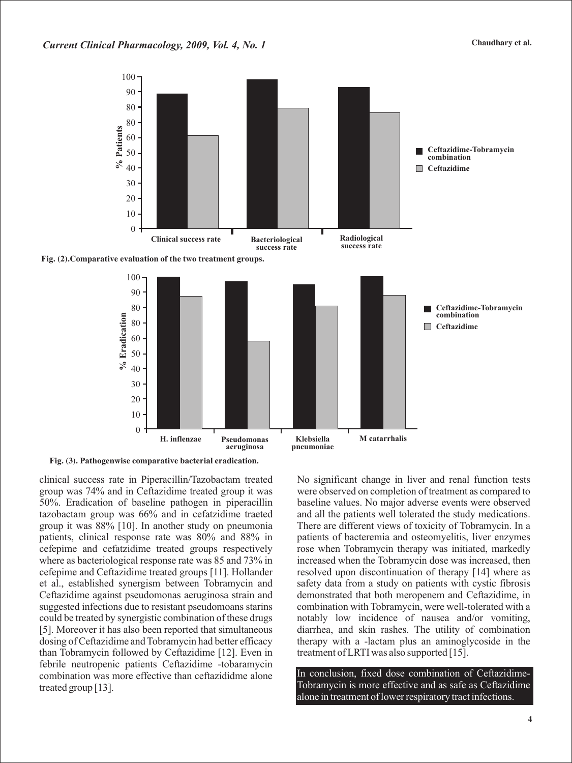Fig. (2). Comparative evaluation of the two treatment groups.

Fig. (3). Pathogenwise comparative bacterial eradication.

clinical success rate in Piperacillin/Tazobactam treated group was 74% and in Ceftazidime treated group it was 50%. Eradication of baseline pathogen in piperacillin tazobactam group was 66% and in cefatzidime traeted group it was 88% [10]. In another study on pneumonia patients, clinical response rate was 80% and 88% in cefepime and cefatzidime treated groups respectively where as bacteriological response rate was 85 and 73% in cefepime and Ceftazidime treated groups [11]. Hollander et al., established synergism between Tobramycin and Ceftazidime against pseudomonas aeruginosa strain and suggested infections due to resistant pseudomoans starins could be treated by synergistic combination of these drugs [5]. Moreover it has also been reported that simultaneous dosing of Ceftazidime and Tobramycin had better efficacy than Tobramycin followed by Ceftazidime [12]. Even in febrile neutropenic patients Ceftazidime -tobaramycin combination was more effective than ceftazididme alone treated group [13].

No significant change in liver and renal function tests were observed on completion of treatment as compared to baseline values. No major adverse events were observed and all the patients well tolerated the study medications. There are different views of toxicity of Tobramycin. In a patients of bacteremia and osteomyelitis, liver enzymes rose when Tobramycin therapy was initiated, markedly increased when the Tobramycin dose was increased, then resolved upon discontinuation of therapy [14] where as safety data from a study on patients with cystic fibrosis demonstrated that both meropenem and Ceftazidime, in combination with Tobramycin, were well-tolerated with a notably low incidence of nausea and/or vomiting, diarrhea, and skin rashes. The utility of combination therapy with a -lactam plus an aminoglycoside in the treatment of LRTI was also supported [15].

In conclusion, fixed dose combination of Ceftazidime-Tobramycin is more effective and as safe as Ceftazidime alone in treatment of lower respiratory tract infections.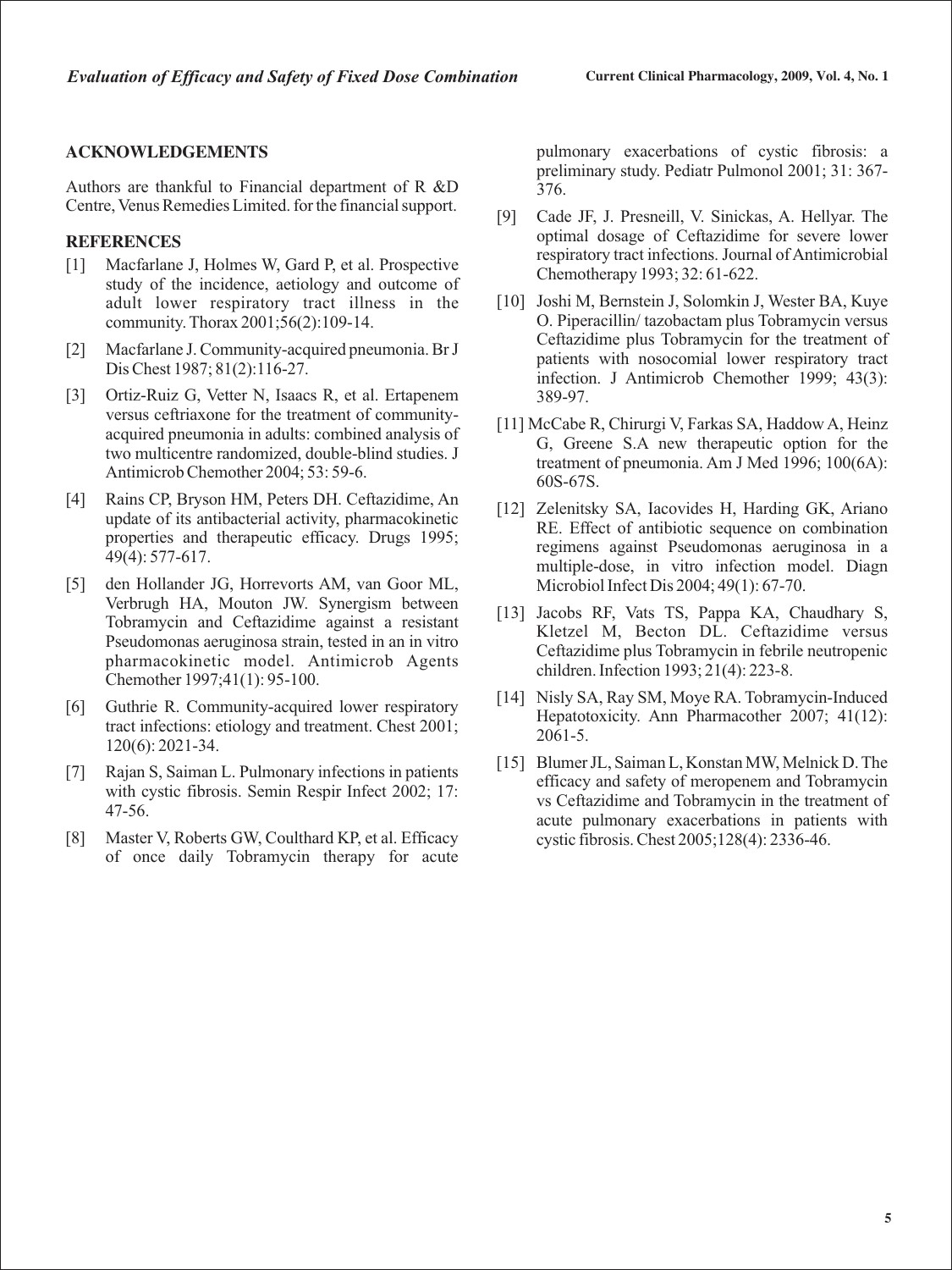## ACKNOWLEDGEMENTS

Authors are thankful to Financial department of R &D Centre, Venus Remedies Limited. for the financial support.

## REFERENCES

[1] Macfarlane J, Holmes W, Gard P, et al. Prospective study of the incidence, aetiology and outcome of adult lower respiratory tract illness in the community. Thorax 2001;56(2):109-14.

[2] Macfarlane J. Community-acquired pneumonia. Br J Dis Chest 1987; 81(2):116-27.

[3] Ortiz-Ruiz G, Vetter N, Isaacs R, et al. Ertapenem versus ceftriaxone for the treatment of community-acquired pneumonia in adults: combined analysis of two multicentre randomized, double-blind studies. J Antimicrob Chemother 2004; 53: 59-6.

[4] Rains CP, Bryson HM, Peters DH. Ceftazidime, An update of its antibacterial activity, pharmacokinetic properties and therapeutic efficacy. Drugs 1995; 49(4): 577-617.

[5] den Hollander JG, Horrevorts AM, van Goor ML, Verbrugh HA, Mouton JW. Synergism between Tobramycin and Ceftazidime against a resistant Pseudomonas aeruginosa strain, tested in an in vitro pharmacokinetic model. Antimicrob Agents Chemother 1997;41(1): 95-100.

[6] Guthrie R. Community-acquired lower respiratory tract infections: etiology and treatment. Chest 2001; 120(6): 2021-34.

[7] Rajan S, Saiman L. Pulmonary infections in patients with cystic fibrosis. Semin Respir Infect 2002; 17: 47-56.

[8] Master V, Roberts GW, Coulthard KP, et al. Efficacy of once daily Tobramycin therapy for acute pulmonary exacerbations of cystic fibrosis: a preliminary study. Pediatr Pulmonol 2001; 31: 367-376.

[9] Cade JF, J. Presneill, V. Sinickas, A. Hellyar. The optimal dosage of Ceftazidime for severe lower respiratory tract infections. Journal of Antimicrobial Chemotherapy 1993; 32: 61-622.

[10] Joshi M, Bernstein J, Solomkin J, Wester BA, Kuye O. Piperacillin/ tazobactam plus Tobramycin versus Ceftazidime plus Tobramycin for the treatment of patients with nosocomial lower respiratory tract infection. J Antimicrob Chemother 1999; 43(3): 389-97.

[11] McCabe R, Chirurgi V, Farkas SA, Haddow A, Heinz G, Greene S.A new therapeutic option for the treatment of pneumonia. Am J Med 1996; 100(6A): 60S-67S.

[12] Zelenitsky SA, Iacovides H, Harding GK, Ariano RE. Effect of antibiotic sequence on combination regimens against Pseudomonas aeruginosa in a multiple-dose, in vitro infection model. Diagn Microbiol Infect Dis 2004; 49(1): 67-70.

[13] Jacobs RF, Vats TS, Pappa KA, Chaudhary S, Kletzel M, Becton DL. Ceftazidime versus Ceftazidime plus Tobramycin in febrile neutropenic children. Infection 1993; 21(4): 223-8.

[14] Nisly SA, Ray SM, Moye RA. Tobramycin-Induced Hepatotoxicity. Ann Pharmacother 2007; 41(12): 2061-5.

[15] Blumer JL, Saiman L, Konstan MW, Melnick D. The efficacy and safety of meropenem and Tobramycin vs Ceftazidime and Tobramycin in the treatment of acute pulmonary exacerbations in patients with cystic fibrosis. Chest 2005;128(4): 2336-46.